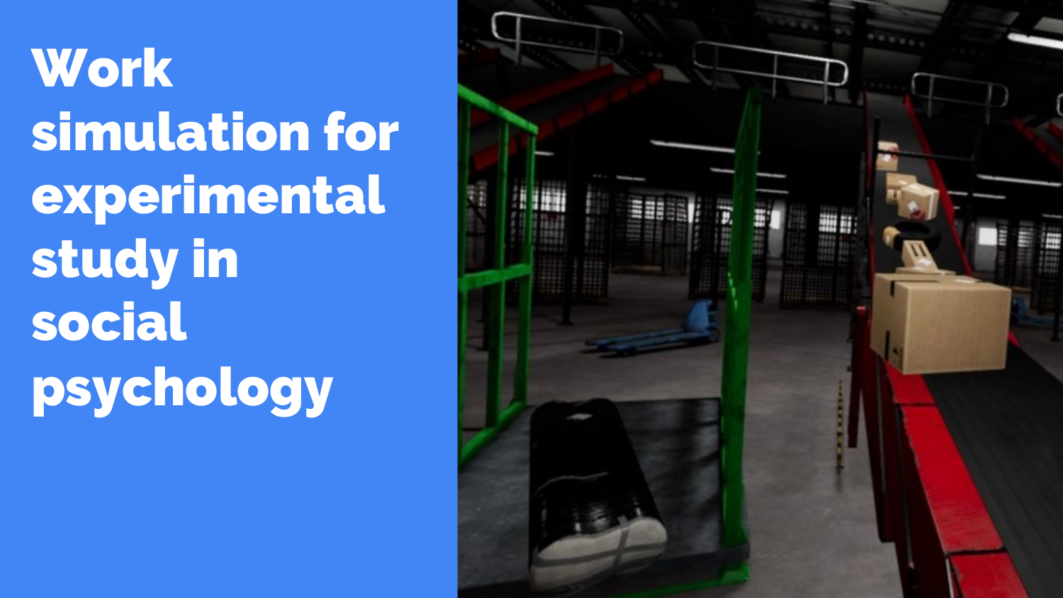# Work simulation for experimental study in social psychology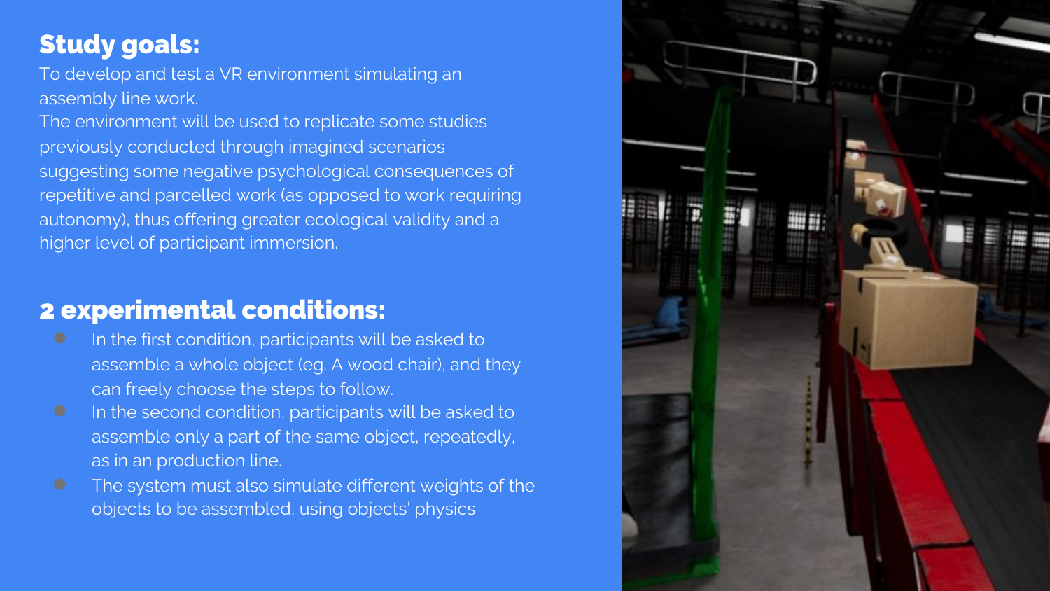## Study goals:

To develop and test a VR environment simulating an assembly line work.
The environment will be used to replicate some studies previously conducted through imagined scenarios suggesting some negative psychological consequences of repetitive and parcelled work (as opposed to work requiring autonomy), thus offering greater ecological validity and a higher level of participant immersion.

## 2 experimental conditions:

- In the first condition, participants will be asked to assemble a whole object (eg. A wood chair), and they can freely choose the steps to follow.
- In the second condition, participants will be asked to assemble only a part of the same object, repeatedly, as in an production line.
- The system must also simulate different weights of the objects to be assembled, using objects' physics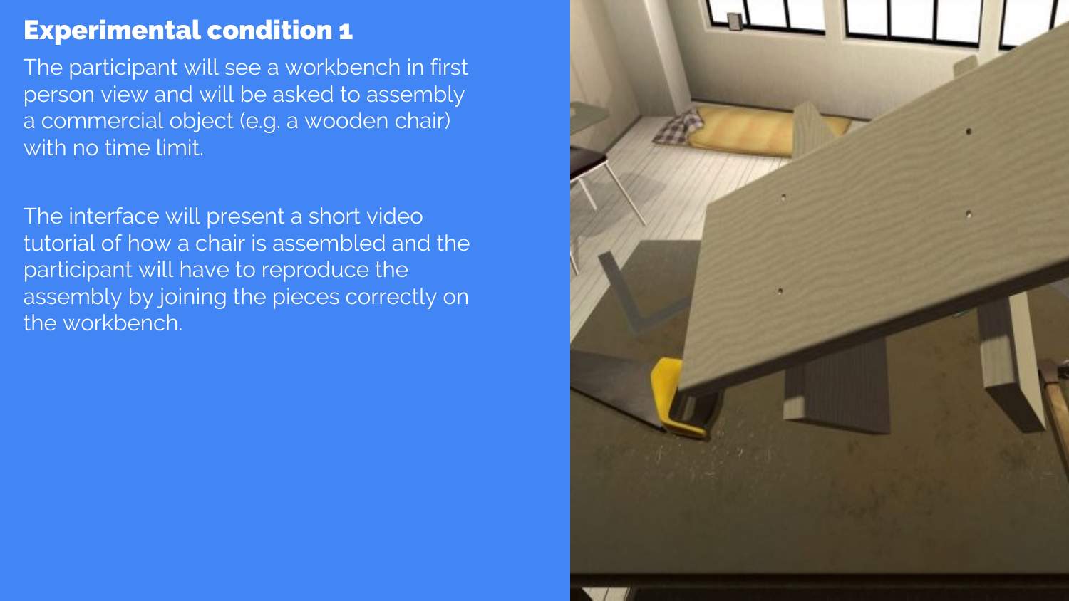# Experimental condition 1

The participant will see a workbench in first person view and will be asked to assembly a commercial object (e.g. a wooden chair) with no time limit.

The interface will present a short video tutorial of how a chair is assembled and the participant will have to reproduce the assembly by joining the pieces correctly on the workbench.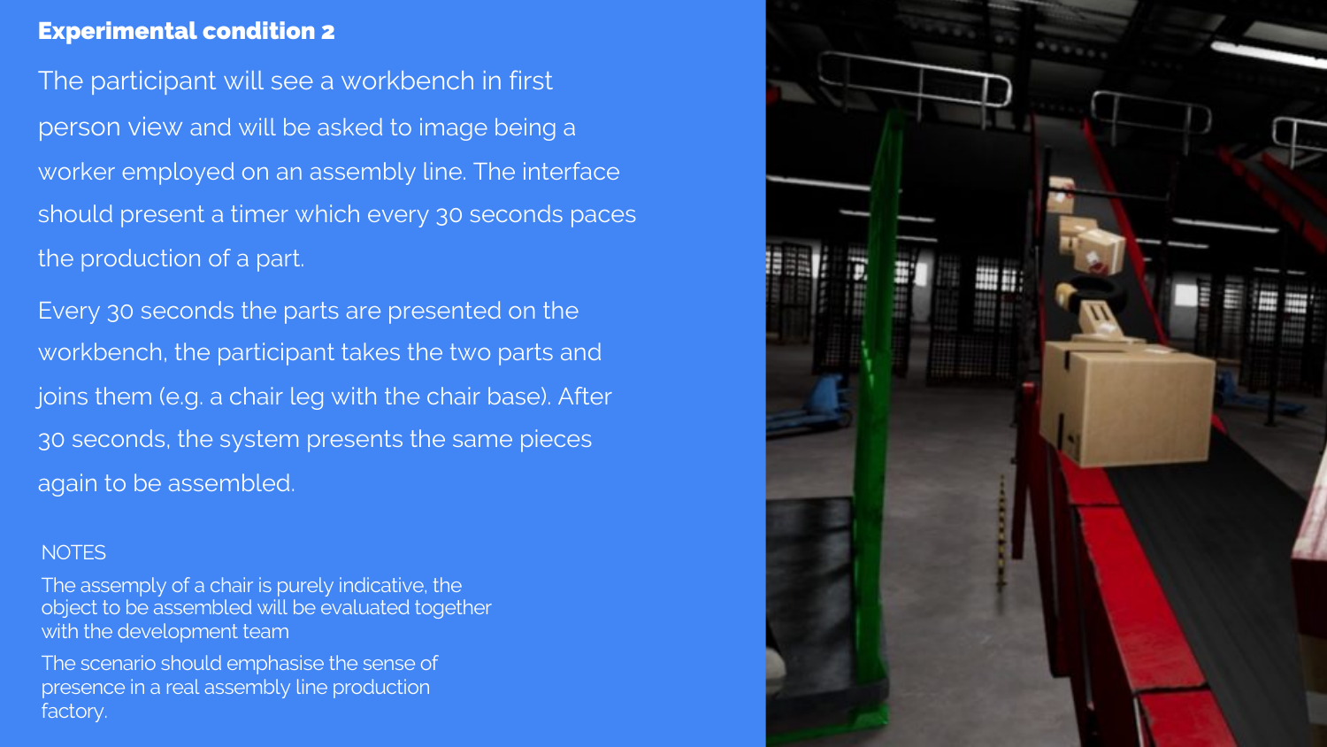## Experimental condition 2

The participant will see a workbench in first person view and will be asked to image being a worker employed on an assembly line. The interface should present a timer which every 30 seconds paces the production of a part.

Every 30 seconds the parts are presented on the workbench, the participant takes the two parts and joins them (e.g. a chair leg with the chair base). After 30 seconds, the system presents the same pieces again to be assembled.

NOTES

The assemply of a chair is purely indicative, the object to be assembled will be evaluated together with the development team

The scenario should emphasise the sense of presence in a real assembly line production factory.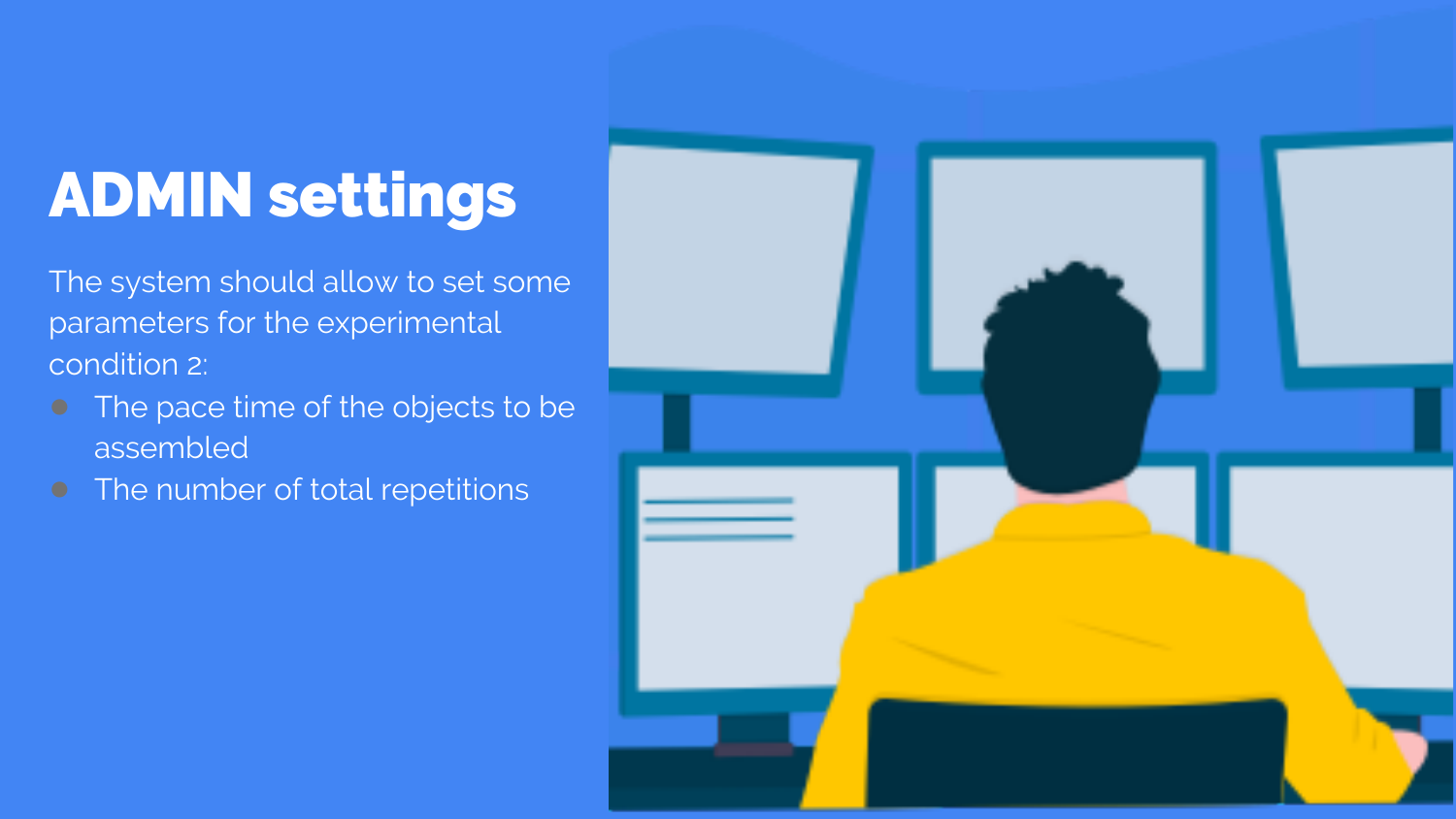# ADMIN settings

The system should allow to set some parameters for the experimental condition 2:

- The pace time of the objects to be assembled
- The number of total repetitions